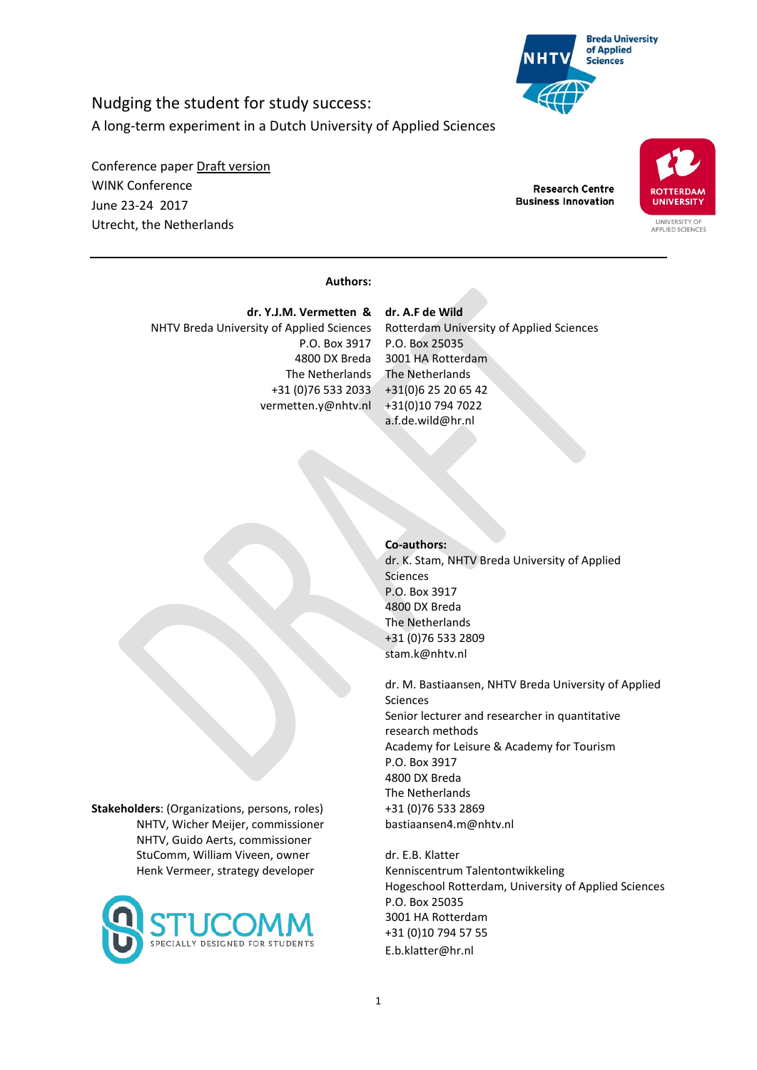# Nudging the student for study success:

A long-term experiment in a Dutch University of Applied Sciences

Conference paper Draft version
WINK Conference
June 23-24 2017
Utrecht, the Netherlands

Research Centre
Business Innovation

---

**Authors:**

**dr. Y.J.M. Vermetten &**
NHTV Breda University of Applied Sciences
P.O. Box 3917
4800 DX Breda
The Netherlands
+31 (0)76 533 2033
vermetten.y@nhtv.nl

**dr. A.F de Wild**
Rotterdam University of Applied Sciences
P.O. Box 25035
3001 HA Rotterdam
The Netherlands
+31(0)6 25 20 65 42
+31(0)10 794 7022
a.f.de.wild@hr.nl

**Co-authors:**

dr. K. Stam, NHTV Breda University of Applied Sciences
P.O. Box 3917
4800 DX Breda
The Netherlands
+31 (0)76 533 2809
stam.k@nhtv.nl

dr. M. Bastiaansen, NHTV Breda University of Applied Sciences
Senior lecturer and researcher in quantitative research methods
Academy for Leisure & Academy for Tourism
P.O. Box 3917
4800 DX Breda
The Netherlands
+31 (0)76 533 2869
bastiaansen4.m@nhtv.nl

dr. E.B. Klatter
Kenniscentrum Talentontwikkeling
Hogeschool Rotterdam, University of Applied Sciences
P.O. Box 25035
3001 HA Rotterdam
+31 (0)10 794 57 55
E.b.klatter@hr.nl

**Stakeholders**: (Organizations, persons, roles)
NHTV, Wicher Meijer, commissioner
NHTV, Guido Aerts, commissioner
StuComm, William Viveen, owner
Henk Vermeer, strategy developer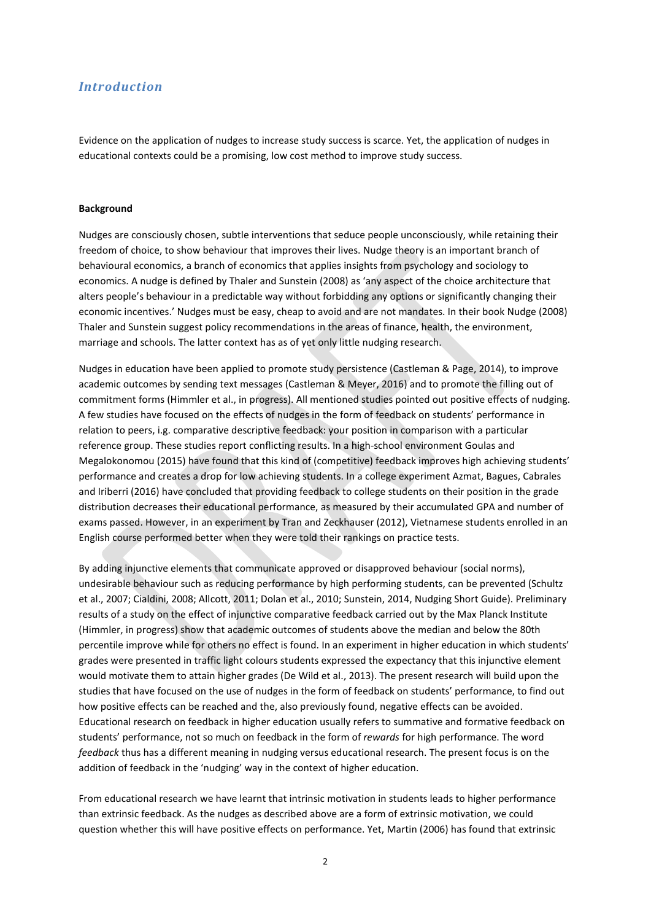## *Introduction*

Evidence on the application of nudges to increase study success is scarce. Yet, the application of nudges in educational contexts could be a promising, low cost method to improve study success.

**Background**

Nudges are consciously chosen, subtle interventions that seduce people unconsciously, while retaining their freedom of choice, to show behaviour that improves their lives. Nudge theory is an important branch of behavioural economics, a branch of economics that applies insights from psychology and sociology to economics. A nudge is defined by Thaler and Sunstein (2008) as 'any aspect of the choice architecture that alters people's behaviour in a predictable way without forbidding any options or significantly changing their economic incentives.' Nudges must be easy, cheap to avoid and are not mandates. In their book Nudge (2008) Thaler and Sunstein suggest policy recommendations in the areas of finance, health, the environment, marriage and schools. The latter context has as of yet only little nudging research.

Nudges in education have been applied to promote study persistence (Castleman & Page, 2014), to improve academic outcomes by sending text messages (Castleman & Meyer, 2016) and to promote the filling out of commitment forms (Himmler et al., in progress). All mentioned studies pointed out positive effects of nudging. A few studies have focused on the effects of nudges in the form of feedback on students' performance in relation to peers, i.e. comparative descriptive feedback: your position in comparison with a particular reference group. These studies report conflicting results. In a high-school environment Goulas and Megalokonomou (2015) have found that this kind of (competitive) feedback improves high achieving students' performance and creates a drop for low achieving students. In a college experiment Azmat, Bagues, Cabrales and Iriberri (2016) have concluded that providing feedback to college students on their position in the grade distribution decreases their educational performance, as measured by their accumulated GPA and number of exams passed. However, in an experiment by Tran and Zeckhauser (2012), Vietnamese students enrolled in an English course performed better when they were told their rankings on practice tests.

By adding injunctive elements that communicate approved or disapproved behaviour (social norms), undesirable behaviour such as reducing performance by high performing students, can be prevented (Schultz et al., 2007; Cialdini, 2008; Allcott, 2011; Dolan et al., 2010; Sunstein, 2014, Nudging Short Guide). Preliminary results of a study on the effect of injunctive comparative feedback carried out by the Max Planck Institute (Himmler, in progress) show that academic outcomes of students above the median and below the 80th percentile improve while for others no effect is found. In an experiment in higher education in which students' grades were presented in traffic light colours students expressed the expectancy that this injunctive element would motivate them to attain higher grades (De Wild et al., 2013). The present research will build upon the studies that have focused on the use of nudges in the form of feedback on students' performance, to find out how positive effects can be reached and the, also previously found, negative effects can be avoided. Educational research on feedback in higher education usually refers to summative and formative feedback on students' performance, not so much on feedback in the form of *rewards* for high performance. The word *feedback* thus has a different meaning in nudging versus educational research. The present focus is on the addition of feedback in the 'nudging' way in the context of higher education.

From educational research we have learnt that intrinsic motivation in students leads to higher performance than extrinsic feedback. As the nudges as described above are a form of extrinsic motivation, we could question whether this will have positive effects on performance. Yet, Martin (2006) has found that extrinsic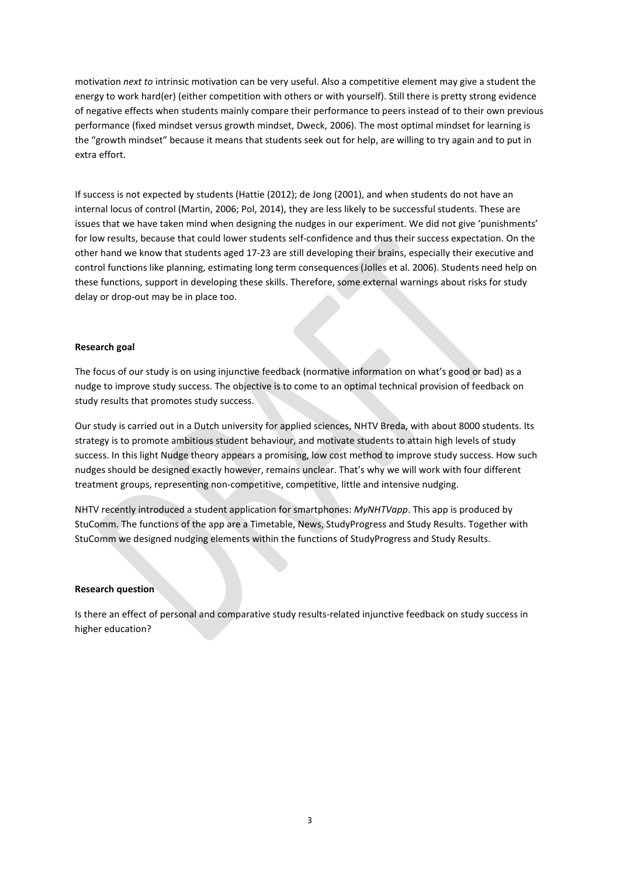motivation *next to* intrinsic motivation can be very useful. Also a competitive element may give a student the energy to work hard(er) (either competition with others or with yourself). Still there is pretty strong evidence of negative effects when students mainly compare their performance to peers instead of to their own previous performance (fixed mindset versus growth mindset, Dweck, 2006). The most optimal mindset for learning is the "growth mindset" because it means that students seek out for help, are willing to try again and to put in extra effort.

If success is not expected by students (Hattie (2012); de Jong (2001), and when students do not have an internal locus of control (Martin, 2006; Pol, 2014), they are less likely to be successful students. These are issues that we have taken mind when designing the nudges in our experiment. We did not give 'punishments' for low results, because that could lower students self-confidence and thus their success expectation. On the other hand we know that students aged 17-23 are still developing their brains, especially their executive and control functions like planning, estimating long term consequences (Jolles et al. 2006). Students need help on these functions, support in developing these skills. Therefore, some external warnings about risks for study delay or drop-out may be in place too.

**Research goal**

The focus of our study is on using injunctive feedback (normative information on what's good or bad) as a nudge to improve study success. The objective is to come to an optimal technical provision of feedback on study results that promotes study success.

Our study is carried out in a Dutch university for applied sciences, NHTV Breda, with about 8000 students. Its strategy is to promote ambitious student behaviour, and motivate students to attain high levels of study success. In this light Nudge theory appears a promising, low cost method to improve study success. How such nudges should be designed exactly however, remains unclear. That's why we will work with four different treatment groups, representing non-competitive, competitive, little and intensive nudging.

NHTV recently introduced a student application for smartphones: *MyNHTVapp*. This app is produced by StuComm. The functions of the app are a Timetable, News, StudyProgress and Study Results. Together with StuComm we designed nudging elements within the functions of StudyProgress and Study Results.

**Research question**

Is there an effect of personal and comparative study results-related injunctive feedback on study success in higher education?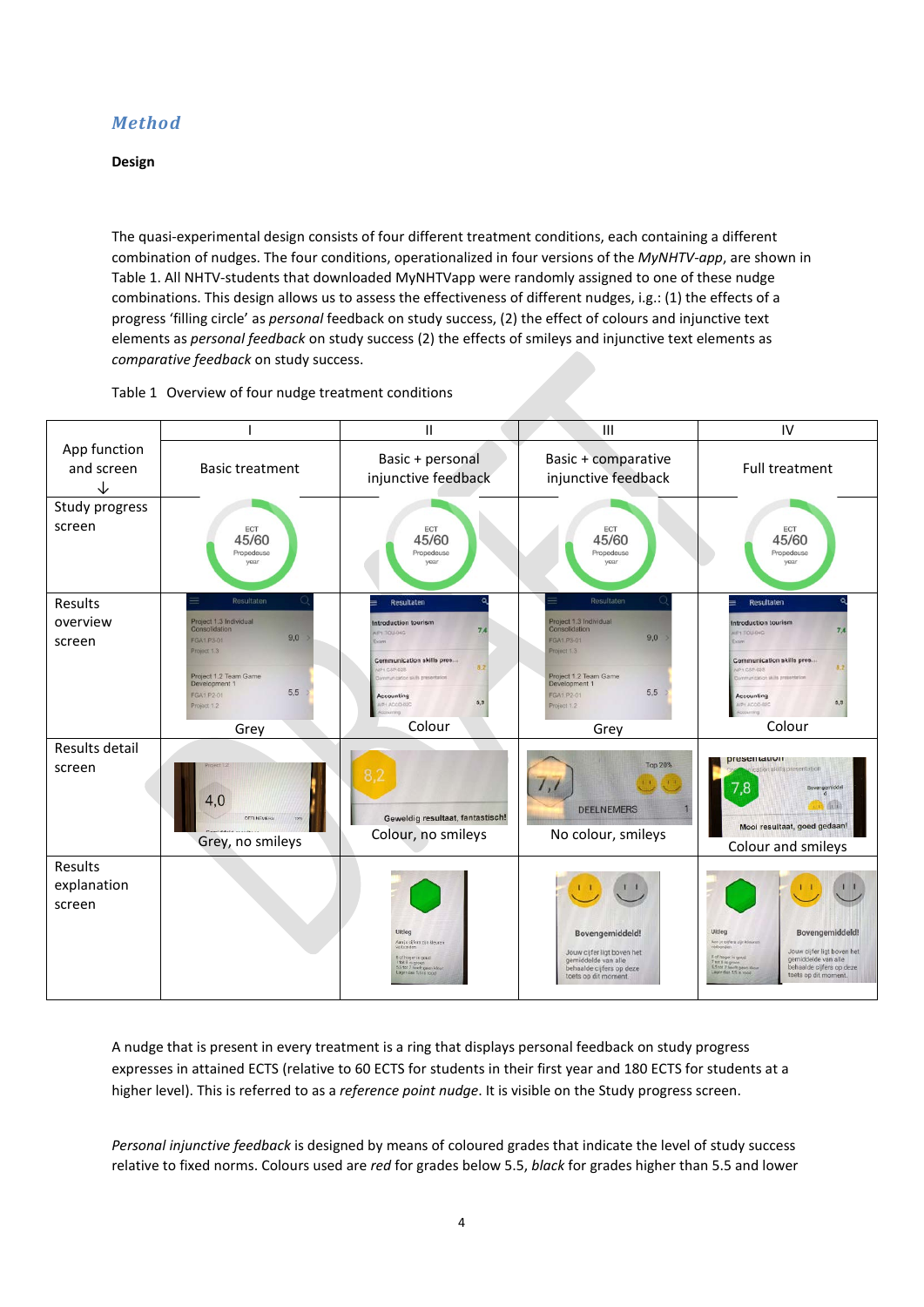## *Method*

**Design**

The quasi-experimental design consists of four different treatment conditions, each containing a different combination of nudges. The four conditions, operationalized in four versions of the *MyNHTV-app*, are shown in Table 1. All NHTV-students that downloaded MyNHTVapp were randomly assigned to one of these nudge combinations. This design allows us to assess the effectiveness of different nudges, i.e.: (1) the effects of a progress 'filling circle' as *personal* feedback on study success, (2) the effect of colours and injunctive text elements as *personal feedback* on study success (2) the effects of smileys and injunctive text elements as *comparative feedback* on study success.

Table 1 Overview of four nudge treatment conditions

| | I | II | III | IV |
|---|---|---|---|---|
| App function and screen ↓ | Basic treatment | Basic + personal injunctive feedback | Basic + comparative injunctive feedback | Full treatment |
| Study progress screen | ECT 45/60 Propedeuse year | ECT 45/60 Propedeuse year | ECT 45/60 Propedeuse year | ECT 45/60 Propedeuse year |
| Results overview screen | Grey | Colour | Grey | Colour |
| Results detail screen | Grey, no smileys | Colour, no smileys | No colour, smileys | Colour and smileys |
| Results explanation screen | | | | |

A nudge that is present in every treatment is a ring that displays personal feedback on study progress expresses in attained ECTS (relative to 60 ECTS for students in their first year and 180 ECTS for students at a higher level). This is referred to as a *reference point nudge*. It is visible on the Study progress screen.

*Personal injunctive feedback* is designed by means of coloured grades that indicate the level of study success relative to fixed norms. Colours used are *red* for grades below 5.5, *black* for grades higher than 5.5 and lower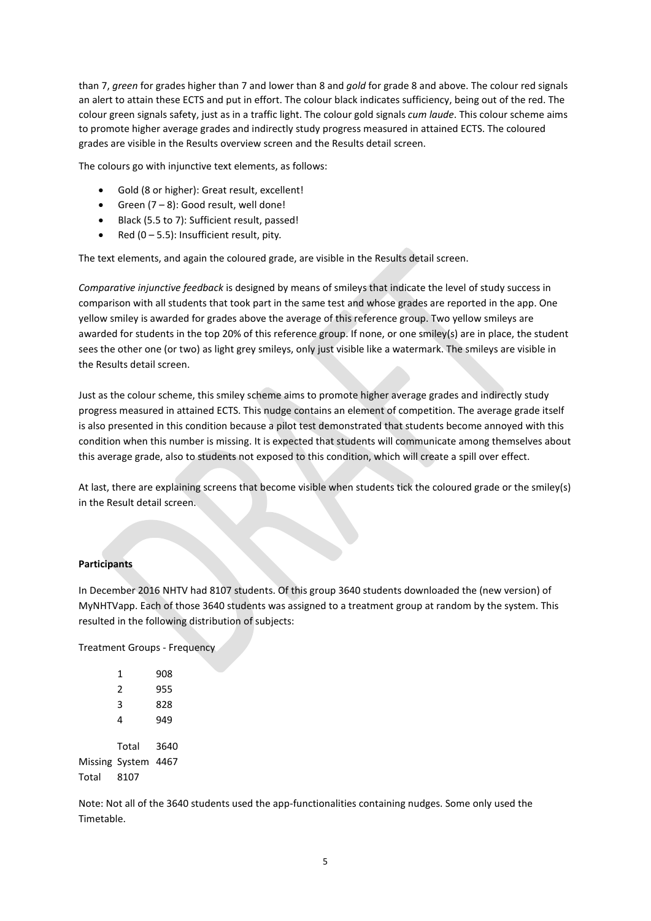than 7, *green* for grades higher than 7 and lower than 8 and *gold* for grade 8 and above. The colour red signals an alert to attain these ECTS and put in effort. The colour black indicates sufficiency, being out of the red. The colour green signals safety, just as in a traffic light. The colour gold signals *cum laude*. This colour scheme aims to promote higher average grades and indirectly study progress measured in attained ECTS. The coloured grades are visible in the Results overview screen and the Results detail screen.

The colours go with injunctive text elements, as follows:

- Gold (8 or higher): Great result, excellent!
- Green (7 – 8): Good result, well done!
- Black (5.5 to 7): Sufficient result, passed!
- Red (0 – 5.5): Insufficient result, pity.

The text elements, and again the coloured grade, are visible in the Results detail screen.

*Comparative injunctive feedback* is designed by means of smileys that indicate the level of study success in comparison with all students that took part in the same test and whose grades are reported in the app. One yellow smiley is awarded for grades above the average of this reference group. Two yellow smileys are awarded for students in the top 20% of this reference group. If none, or one smiley(s) are in place, the student sees the other one (or two) as light grey smileys, only just visible like a watermark. The smileys are visible in the Results detail screen.

Just as the colour scheme, this smiley scheme aims to promote higher average grades and indirectly study progress measured in attained ECTS. This nudge contains an element of competition. The average grade itself is also presented in this condition because a pilot test demonstrated that students become annoyed with this condition when this number is missing. It is expected that students will communicate among themselves about this average grade, also to students not exposed to this condition, which will create a spill over effect.

At last, there are explaining screens that become visible when students tick the coloured grade or the smiley(s) in the Result detail screen.

**Participants**

In December 2016 NHTV had 8107 students. Of this group 3640 students downloaded the (new version) of MyNHTVapp. Each of those 3640 students was assigned to a treatment group at random by the system. This resulted in the following distribution of subjects:

Treatment Groups - Frequency

| | | |
|---|---|---|
| | 1 | 908 |
| | 2 | 955 |
| | 3 | 828 |
| | 4 | 949 |
| | Total | 3640 |
| Missing | System | 4467 |
| Total | 8107 | |

Note: Not all of the 3640 students used the app-functionalities containing nudges. Some only used the Timetable.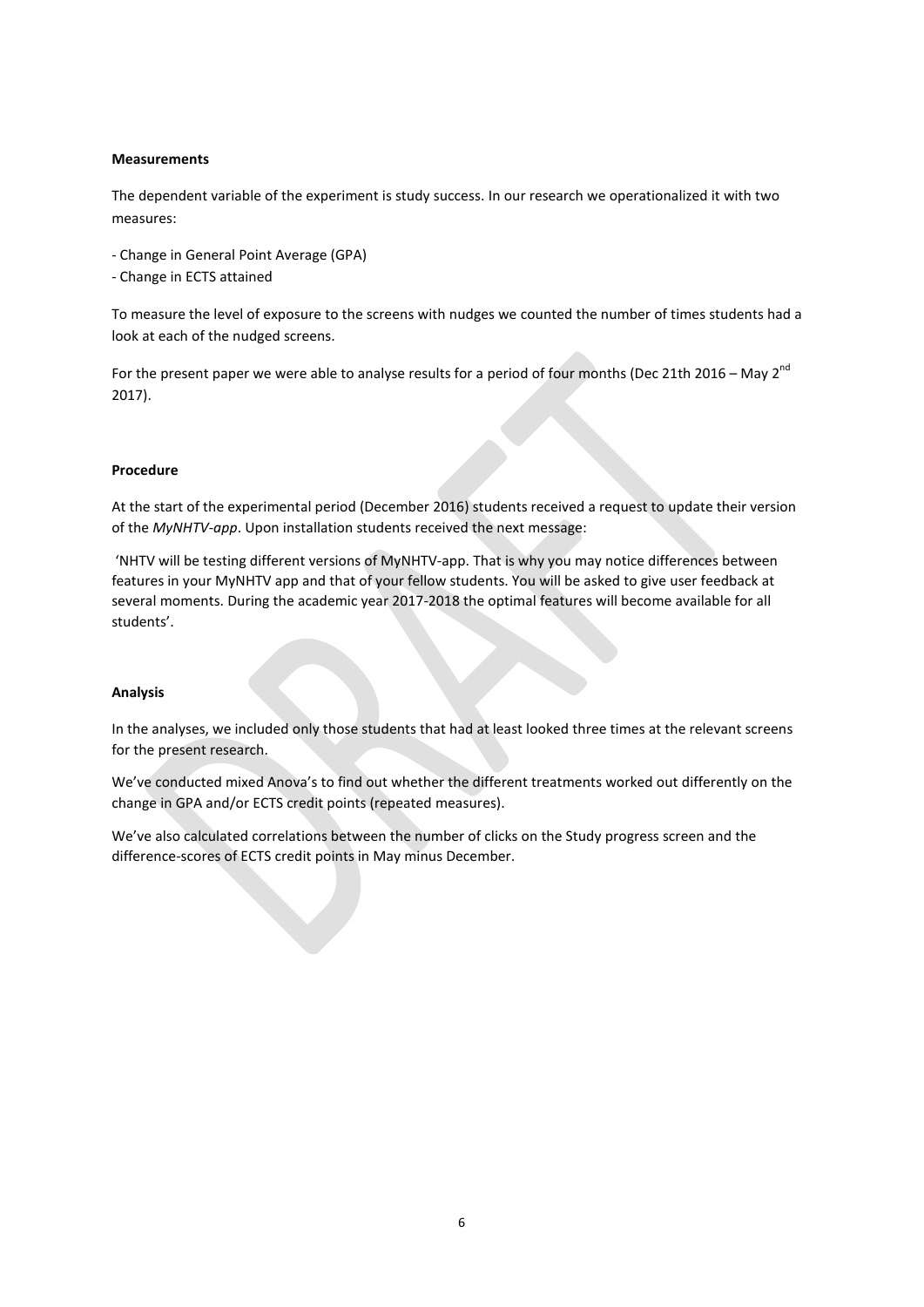**Measurements**

The dependent variable of the experiment is study success. In our research we operationalized it with two measures:

- Change in General Point Average (GPA)
- Change in ECTS attained

To measure the level of exposure to the screens with nudges we counted the number of times students had a look at each of the nudged screens.

For the present paper we were able to analyse results for a period of four months (Dec 21th 2016 – May 2nd 2017).

**Procedure**

At the start of the experimental period (December 2016) students received a request to update their version of the *MyNHTV-app*. Upon installation students received the next message:

'NHTV will be testing different versions of MyNHTV-app. That is why you may notice differences between features in your MyNHTV app and that of your fellow students. You will be asked to give user feedback at several moments. During the academic year 2017-2018 the optimal features will become available for all students'.

**Analysis**

In the analyses, we included only those students that had at least looked three times at the relevant screens for the present research.

We've conducted mixed Anova's to find out whether the different treatments worked out differently on the change in GPA and/or ECTS credit points (repeated measures).

We've also calculated correlations between the number of clicks on the Study progress screen and the difference-scores of ECTS credit points in May minus December.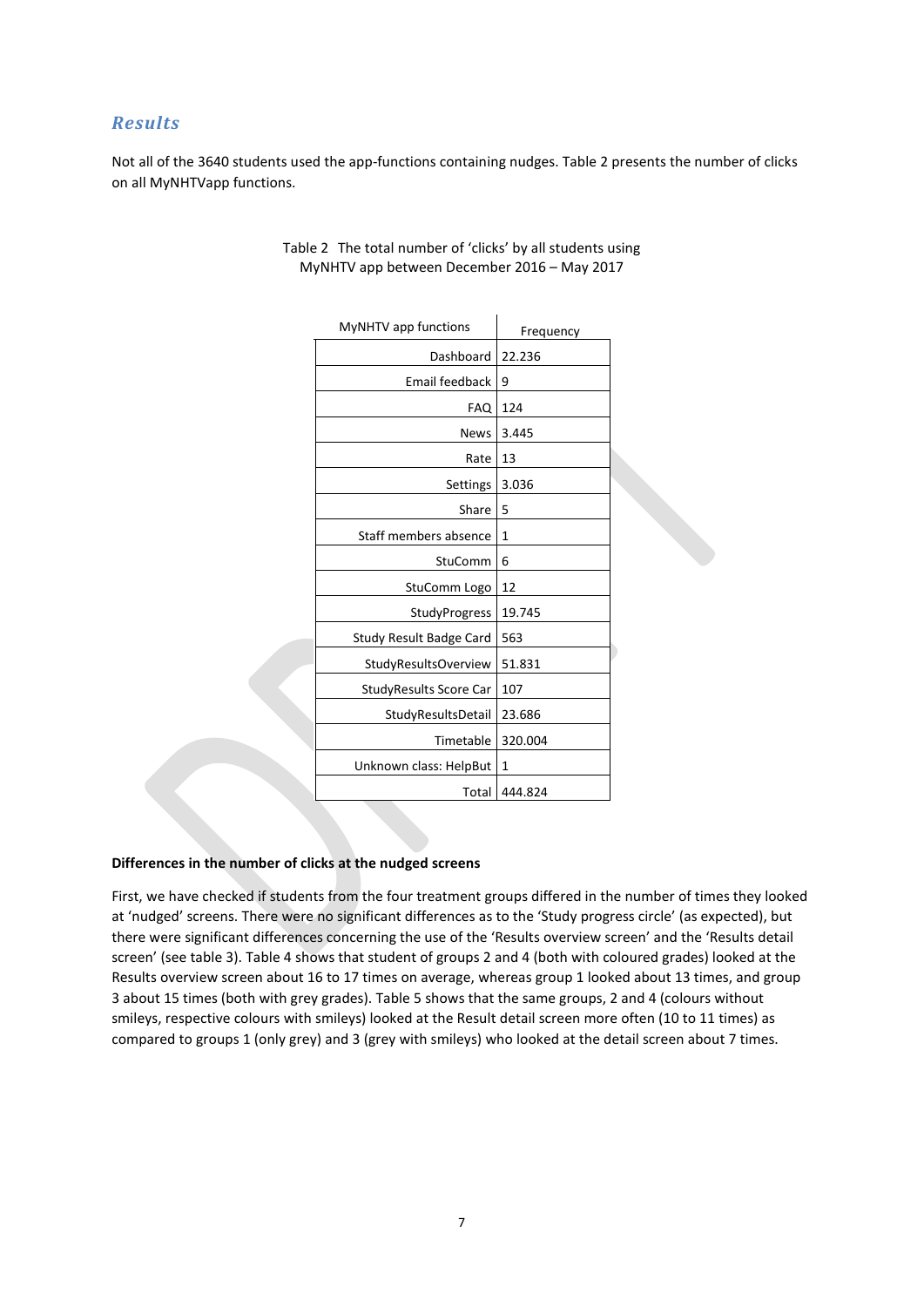## *Results*

Not all of the 3640 students used the app-functions containing nudges. Table 2 presents the number of clicks on all MyNHTVapp functions.

Table 2 The total number of 'clicks' by all students using MyNHTV app between December 2016 – May 2017

| MyNHTV app functions | Frequency |
|---:|---|
| Dashboard | 22.236 |
| Email feedback | 9 |
| FAQ | 124 |
| News | 3.445 |
| Rate | 13 |
| Settings | 3.036 |
| Share | 5 |
| Staff members absence | 1 |
| StuComm | 6 |
| StuComm Logo | 12 |
| StudyProgress | 19.745 |
| Study Result Badge Card | 563 |
| StudyResultsOverview | 51.831 |
| StudyResults Score Car | 107 |
| StudyResultsDetail | 23.686 |
| Timetable | 320.004 |
| Unknown class: HelpBut | 1 |
| Total | 444.824 |

**Differences in the number of clicks at the nudged screens**

First, we have checked if students from the four treatment groups differed in the number of times they looked at 'nudged' screens. There were no significant differences as to the 'Study progress circle' (as expected), but there were significant differences concerning the use of the 'Results overview screen' and the 'Results detail screen' (see table 3). Table 4 shows that student of groups 2 and 4 (both with coloured grades) looked at the Results overview screen about 16 to 17 times on average, whereas group 1 looked about 13 times, and group 3 about 15 times (both with grey grades). Table 5 shows that the same groups, 2 and 4 (colours without smileys, respective colours with smileys) looked at the Result detail screen more often (10 to 11 times) as compared to groups 1 (only grey) and 3 (grey with smileys) who looked at the detail screen about 7 times.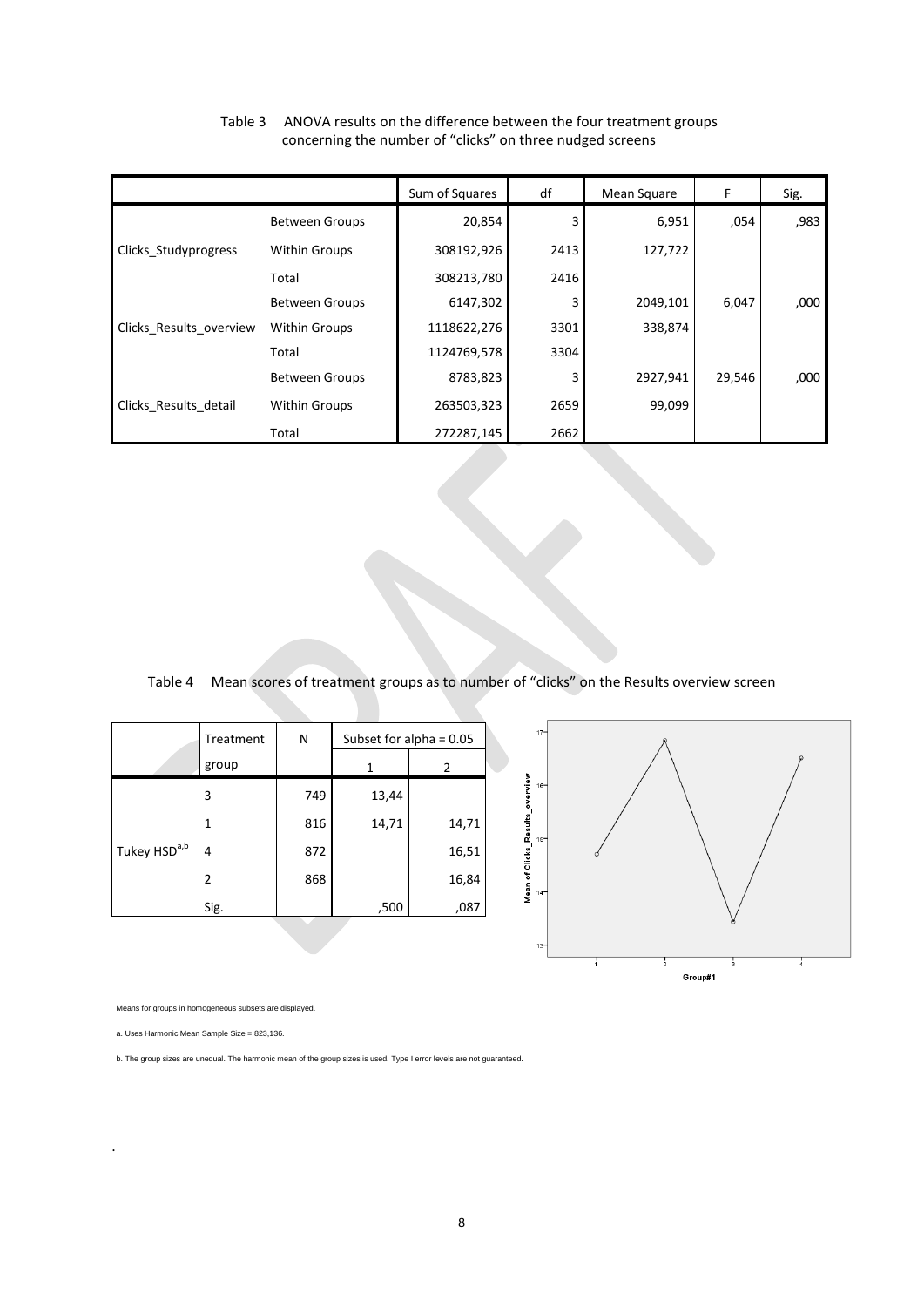Table 3 ANOVA results on the difference between the four treatment groups concerning the number of "clicks" on three nudged screens

| | | Sum of Squares | df | Mean Square | F | Sig. |
|---|---|---|---|---|---|---|
| Clicks_Studyprogress | Between Groups | 20,854 | 3 | 6,951 | ,054 | ,983 |
| | Within Groups | 308192,926 | 2413 | 127,722 | | |
| | Total | 308213,780 | 2416 | | | |
| Clicks_Results_overview | Between Groups | 6147,302 | 3 | 2049,101 | 6,047 | ,000 |
| | Within Groups | 1118622,276 | 3301 | 338,874 | | |
| | Total | 1124769,578 | 3304 | | | |
| Clicks_Results_detail | Between Groups | 8783,823 | 3 | 2927,941 | 29,546 | ,000 |
| | Within Groups | 263503,323 | 2659 | 99,099 | | |
| | Total | 272287,145 | 2662 | | | |

Table 4 Mean scores of treatment groups as to number of "clicks" on the Results overview screen

| | Treatment group | N | Subset for alpha = 0.05 | |
|---|---|---|---|---|
| | | | 1 | 2 |
| Tukey HSD[a,b] | 3 | 749 | 13,44 | |
| | 1 | 816 | 14,71 | 14,71 |
| | 4 | 872 | | 16,51 |
| | 2 | 868 | | 16,84 |
| | Sig. | | ,500 | ,087 |

Mean of Clicks_Results_overview

17
16
15
14
13

1 2 3 4

Group#1

Means for groups in homogeneous subsets are displayed.

a. Uses Harmonic Mean Sample Size = 823,136.

b. The group sizes are unequal. The harmonic mean of the group sizes is used. Type I error levels are not guaranteed.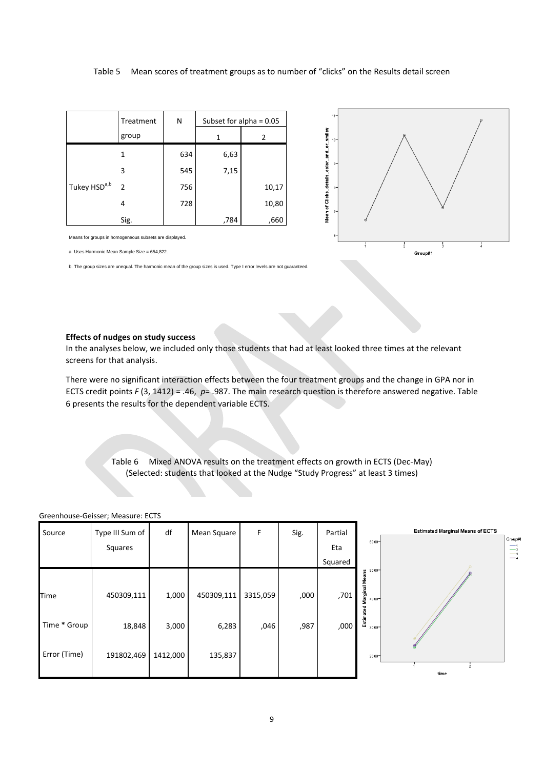Table 5 Mean scores of treatment groups as to number of "clicks" on the Results detail screen

| | Treatment group | N | Subset for alpha = 0.05 | |
|---|---|---|---|---|
| | | | 1 | 2 |
| Tukey HSD[a,b] | 1 | 634 | 6,63 | |
| | 3 | 545 | 7,15 | |
| | 2 | 756 | | 10,17 |
| | 4 | 728 | | 10,80 |
| | Sig. | | ,784 | ,660 |

Means for groups in homogeneous subsets are displayed.

a. Uses Harmonic Mean Sample Size = 654,822.

b. The group sizes are unequal. The harmonic mean of the group sizes is used. Type I error levels are not guaranteed.

Mean of Clicks_details_color_and_or_smiley

11
10
9
8
7
6

1 2 3 4

Group#1

**Effects of nudges on study success**

In the analyses below, we included only those students that had at least looked three times at the relevant screens for that analysis.

There were no significant interaction effects between the four treatment groups and the change in GPA nor in ECTS credit points $F$ (3, 1412) = .46, $p$= .987. The main research question is therefore answered negative. Table 6 presents the results for the dependent variable ECTS.

Table 6 Mixed ANOVA results on the treatment effects on growth in ECTS (Dec-May) (Selected: students that looked at the Nudge "Study Progress" at least 3 times)

Greenhouse-Geisser; Measure: ECTS

| Source | Type III Sum of Squares | df | Mean Square | F | Sig. | Partial Eta Squared |
|---|---|---|---|---|---|---|
| Time | 450309,111 | 1,000 | 450309,111 | 3315,059 | ,000 | ,701 |
| Time * Group | 18,848 | 3,000 | 6,283 | ,046 | ,987 | ,000 |
| Error (Time) | 191802,469 | 1412,000 | 135,837 | | | |

Estimated Marginal Means of ECTS

Estimated Marginal Means

60,00
50,00
40,00
30,00
20,00

1 2

time

Group#1
1
2
3
4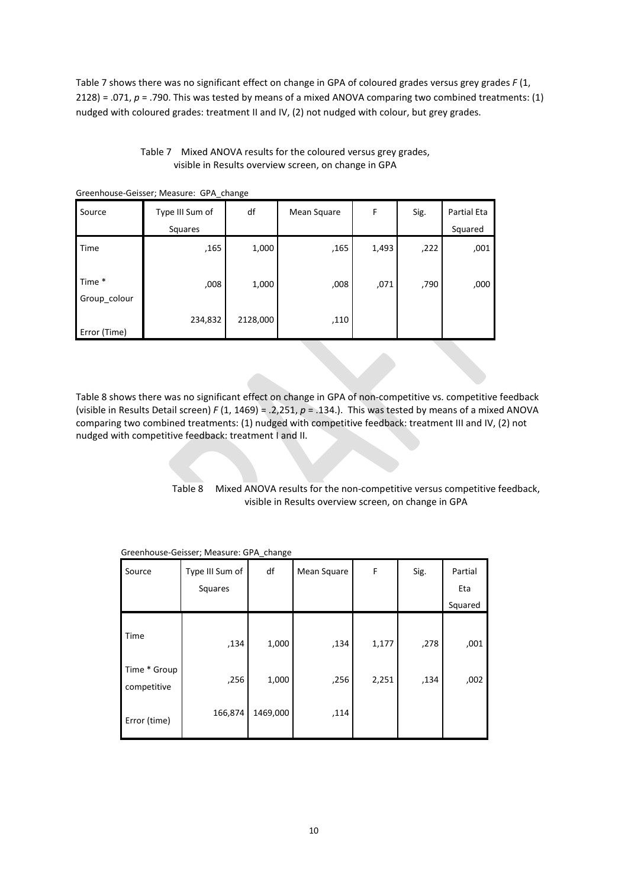Table 7 shows there was no significant effect on change in GPA of coloured grades versus grey grades $F(1, 2128) = .071$, $p = .790$. This was tested by means of a mixed ANOVA comparing two combined treatments: (1) nudged with coloured grades: treatment II and IV, (2) not nudged with colour, but grey grades.

Table 7 Mixed ANOVA results for the coloured versus grey grades, visible in Results overview screen, on change in GPA

Greenhouse-Geisser; Measure: GPA_change

| Source | Type III Sum of Squares | df | Mean Square | F | Sig. | Partial Eta Squared |
|---|---|---|---|---|---|---|
| Time | ,165 | 1,000 | ,165 | 1,493 | ,222 | ,001 |
| Time * Group_colour | ,008 | 1,000 | ,008 | ,071 | ,790 | ,000 |
| Error (Time) | 234,832 | 2128,000 | ,110 | | | |

Table 8 shows there was no significant effect on change in GPA of non-competitive vs. competitive feedback (visible in Results Detail screen) $F(1, 1469) = .2{,}251$, $p = .134$.). This was tested by means of a mixed ANOVA comparing two combined treatments: (1) nudged with competitive feedback: treatment III and IV, (2) not nudged with competitive feedback: treatment I and II.

Table 8 Mixed ANOVA results for the non-competitive versus competitive feedback, visible in Results overview screen, on change in GPA

Greenhouse-Geisser; Measure: GPA_change

| Source | Type III Sum of Squares | df | Mean Square | F | Sig. | Partial Eta Squared |
|---|---|---|---|---|---|---|
| Time | ,134 | 1,000 | ,134 | 1,177 | ,278 | ,001 |
| Time * Group competitive | ,256 | 1,000 | ,256 | 2,251 | ,134 | ,002 |
| Error (time) | 166,874 | 1469,000 | ,114 | | | |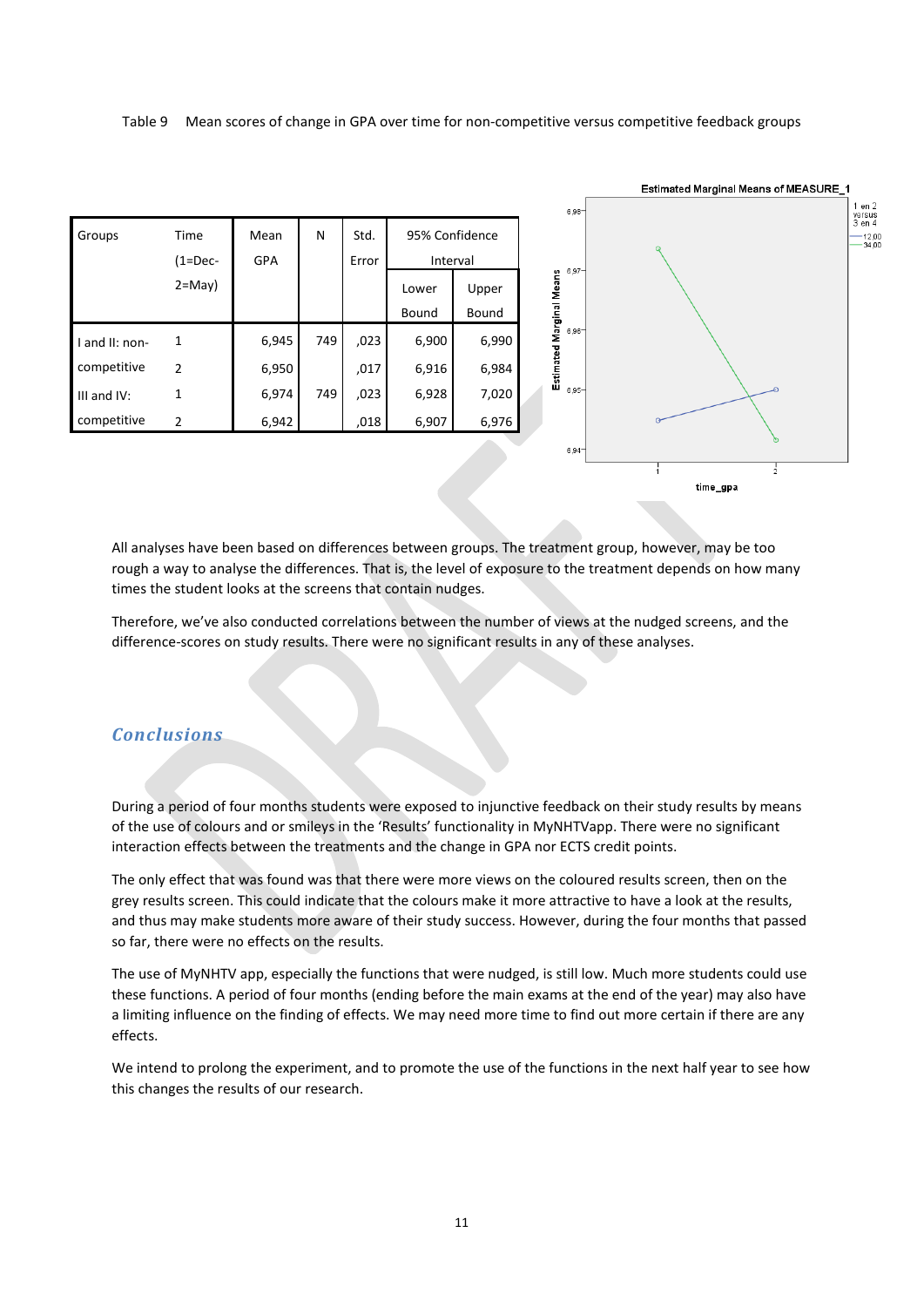Table 9 Mean scores of change in GPA over time for non-competitive versus competitive feedback groups

| Groups | Time (1=Dec-2=May) | Mean GPA | N | Std. Error | 95% Confidence Interval | |
|---|---|---|---|---|---|---|
| | | | | | Lower Bound | Upper Bound |
| I and II: non-competitive | 1 | 6,945 | 749 | ,023 | 6,900 | 6,990 |
| | 2 | 6,950 | | ,017 | 6,916 | 6,984 |
| III and IV: competitive | 1 | 6,974 | 749 | ,023 | 6,928 | 7,020 |
| | 2 | 6,942 | | ,018 | 6,907 | 6,976 |

Estimated Marginal Means of MEASURE_1

Estimated Marginal Means

6,98
6,97
6,96
6,95
6,94

time_gpa

1
2

1 en 2 versus 3 en 4

12,00
34,00

All analyses have been based on differences between groups. The treatment group, however, may be too rough a way to analyse the differences. That is, the level of exposure to the treatment depends on how many times the student looks at the screens that contain nudges.

Therefore, we've also conducted correlations between the number of views at the nudged screens, and the difference-scores on study results. There were no significant results in any of these analyses.

## *Conclusions*

During a period of four months students were exposed to injunctive feedback on their study results by means of the use of colours and or smileys in the 'Results' functionality in MyNHTVapp. There were no significant interaction effects between the treatments and the change in GPA nor ECTS credit points.

The only effect that was found was that there were more views on the coloured results screen, then on the grey results screen. This could indicate that the colours make it more attractive to have a look at the results, and thus may make students more aware of their study success. However, during the four months that passed so far, there were no effects on the results.

The use of MyNHTV app, especially the functions that were nudged, is still low. Much more students could use these functions. A period of four months (ending before the main exams at the end of the year) may also have a limiting influence on the finding of effects. We may need more time to find out more certain if there are any effects.

We intend to prolong the experiment, and to promote the use of the functions in the next half year to see how this changes the results of our research.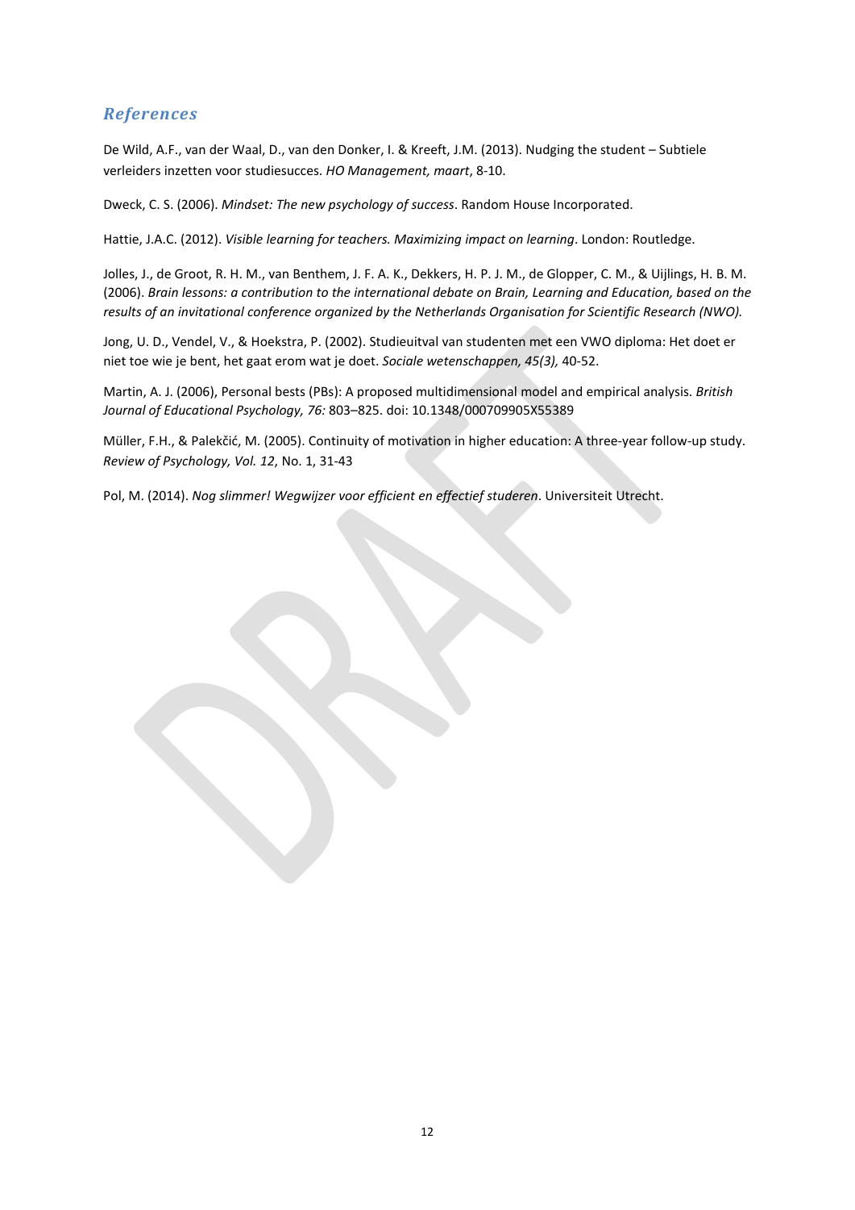## References

De Wild, A.F., van der Waal, D., van den Donker, I. & Kreeft, J.M. (2013). Nudging the student – Subtiele verleiders inzetten voor studiesucces. *HO Management, maart*, 8-10.

Dweck, C. S. (2006). *Mindset: The new psychology of success*. Random House Incorporated.

Hattie, J.A.C. (2012). *Visible learning for teachers. Maximizing impact on learning*. London: Routledge.

Jolles, J., de Groot, R. H. M., van Benthem, J. F. A. K., Dekkers, H. P. J. M., de Glopper, C. M., & Uijlings, H. B. M. (2006). *Brain lessons: a contribution to the international debate on Brain, Learning and Education, based on the results of an invitational conference organized by the Netherlands Organisation for Scientific Research (NWO).*

Jong, U. D., Vendel, V., & Hoekstra, P. (2002). Studieuitval van studenten met een VWO diploma: Het doet er niet toe wie je bent, het gaat erom wat je doet. *Sociale wetenschappen, 45(3),* 40-52.

Martin, A. J. (2006), Personal bests (PBs): A proposed multidimensional model and empirical analysis. *British Journal of Educational Psychology, 76:* 803–825. doi: 10.1348/000709905X55389

Müller, F.H., & Palekčić, M. (2005). Continuity of motivation in higher education: A three-year follow-up study. *Review of Psychology, Vol. 12*, No. 1, 31-43

Pol, M. (2014). *Nog slimmer! Wegwijzer voor efficient en effectief studeren*. Universiteit Utrecht.